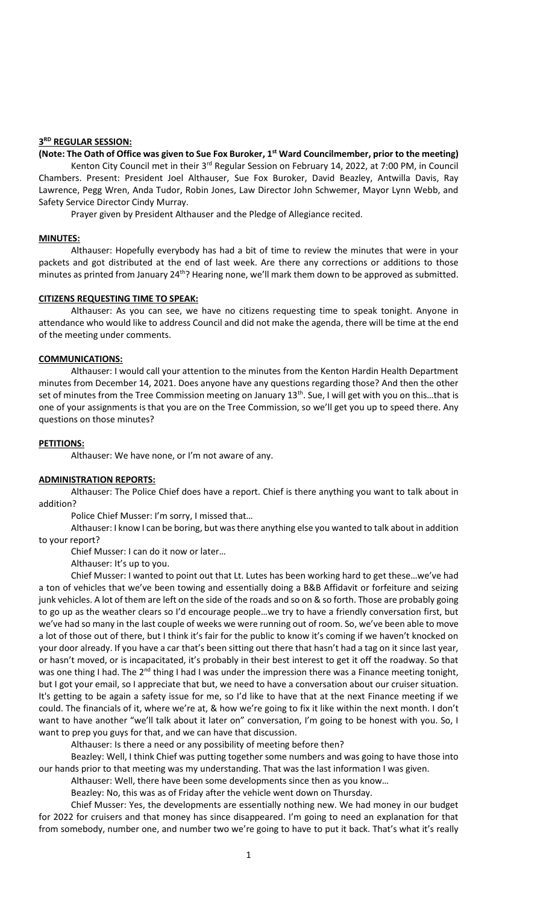## 3RD REGULAR SESSION:

**(Note: The Oath of Office was given to Sue Fox Buroker, 1st Ward Councilmember, prior to the meeting)**

Kenton City Council met in their 3rd Regular Session on February 14, 2022, at 7:00 PM, in Council Chambers. Present: President Joel Althauser, Sue Fox Buroker, David Beazley, Antwilla Davis, Ray Lawrence, Pegg Wren, Anda Tudor, Robin Jones, Law Director John Schwemer, Mayor Lynn Webb, and Safety Service Director Cindy Murray.

Prayer given by President Althauser and the Pledge of Allegiance recited.

### MINUTES:

Althauser: Hopefully everybody has had a bit of time to review the minutes that were in your packets and got distributed at the end of last week. Are there any corrections or additions to those minutes as printed from January 24th? Hearing none, we'll mark them down to be approved as submitted.

### CITIZENS REQUESTING TIME TO SPEAK:

Althauser: As you can see, we have no citizens requesting time to speak tonight. Anyone in attendance who would like to address Council and did not make the agenda, there will be time at the end of the meeting under comments.

### COMMUNICATIONS:

Althauser: I would call your attention to the minutes from the Kenton Hardin Health Department minutes from December 14, 2021. Does anyone have any questions regarding those? And then the other set of minutes from the Tree Commission meeting on January 13th. Sue, I will get with you on this…that is one of your assignments is that you are on the Tree Commission, so we'll get you up to speed there. Any questions on those minutes?

### PETITIONS:

Althauser: We have none, or I'm not aware of any.

### ADMINISTRATION REPORTS:

Althauser: The Police Chief does have a report. Chief is there anything you want to talk about in addition?

Police Chief Musser: I'm sorry, I missed that…

Althauser: I know I can be boring, but was there anything else you wanted to talk about in addition to your report?

Chief Musser: I can do it now or later…

Althauser: It's up to you.

Chief Musser: I wanted to point out that Lt. Lutes has been working hard to get these…we've had a ton of vehicles that we've been towing and essentially doing a B&B Affidavit or forfeiture and seizing junk vehicles. A lot of them are left on the side of the roads and so on & so forth. Those are probably going to go up as the weather clears so I'd encourage people…we try to have a friendly conversation first, but we've had so many in the last couple of weeks we were running out of room. So, we've been able to move a lot of those out of there, but I think it's fair for the public to know it's coming if we haven't knocked on your door already. If you have a car that's been sitting out there that hasn't had a tag on it since last year, or hasn't moved, or is incapacitated, it's probably in their best interest to get it off the roadway. So that was one thing I had. The 2nd thing I had I was under the impression there was a Finance meeting tonight, but I got your email, so I appreciate that but, we need to have a conversation about our cruiser situation. It's getting to be again a safety issue for me, so I'd like to have that at the next Finance meeting if we could. The financials of it, where we're at, & how we're going to fix it like within the next month. I don't want to have another "we'll talk about it later on" conversation, I'm going to be honest with you. So, I want to prep you guys for that, and we can have that discussion.

Althauser: Is there a need or any possibility of meeting before then?

Beazley: Well, I think Chief was putting together some numbers and was going to have those into our hands prior to that meeting was my understanding. That was the last information I was given.

Althauser: Well, there have been some developments since then as you know…

Beazley: No, this was as of Friday after the vehicle went down on Thursday.

Chief Musser: Yes, the developments are essentially nothing new. We had money in our budget for 2022 for cruisers and that money has since disappeared. I'm going to need an explanation for that from somebody, number one, and number two we're going to have to put it back. That's what it's really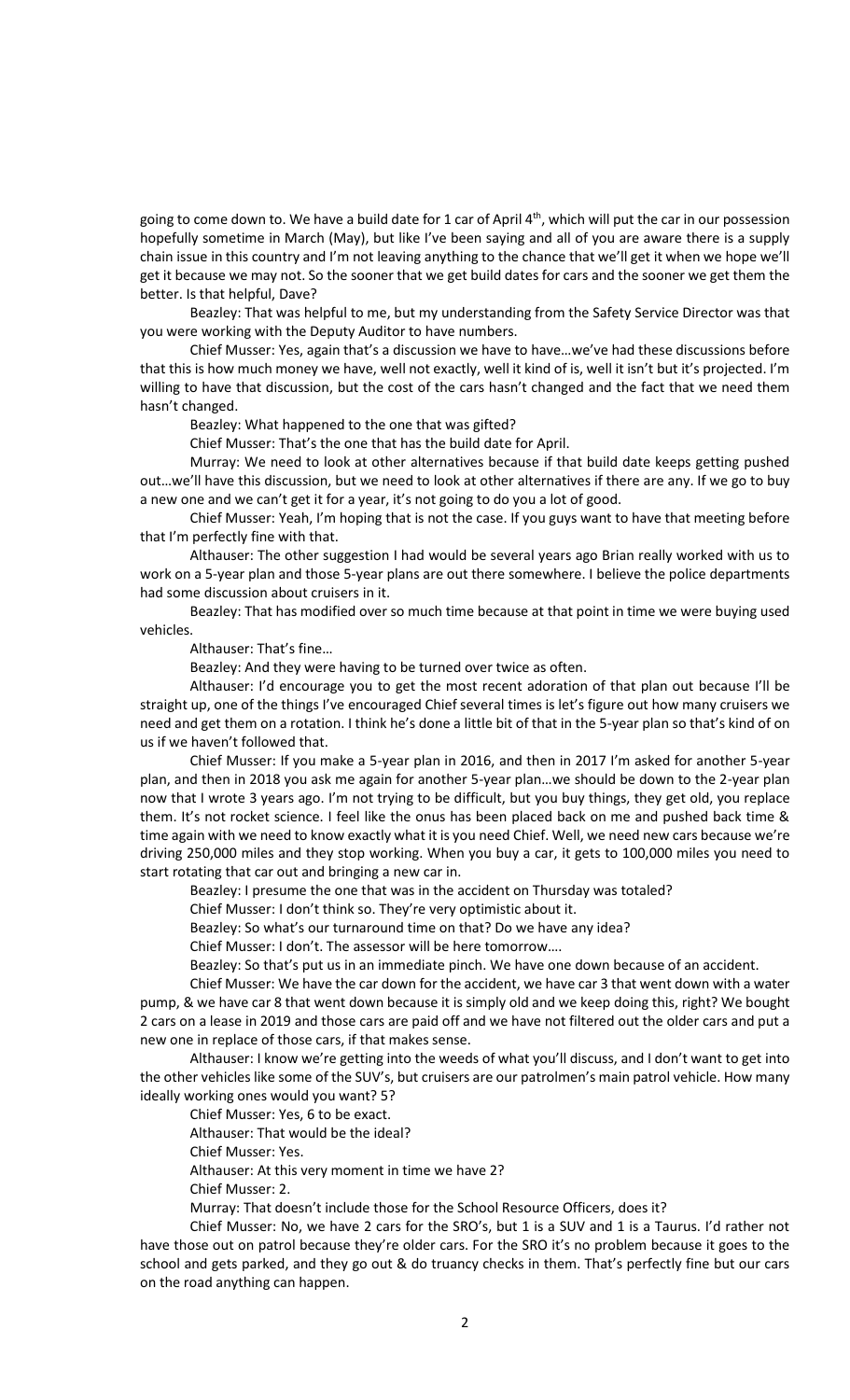going to come down to. We have a build date for 1 car of April 4th, which will put the car in our possession hopefully sometime in March (May), but like I've been saying and all of you are aware there is a supply chain issue in this country and I'm not leaving anything to the chance that we'll get it when we hope we'll get it because we may not. So the sooner that we get build dates for cars and the sooner we get them the better. Is that helpful, Dave?

Beazley: That was helpful to me, but my understanding from the Safety Service Director was that you were working with the Deputy Auditor to have numbers.

Chief Musser: Yes, again that's a discussion we have to have…we've had these discussions before that this is how much money we have, well not exactly, well it kind of is, well it isn't but it's projected. I'm willing to have that discussion, but the cost of the cars hasn't changed and the fact that we need them hasn't changed.

Beazley: What happened to the one that was gifted?

Chief Musser: That's the one that has the build date for April.

Murray: We need to look at other alternatives because if that build date keeps getting pushed out…we'll have this discussion, but we need to look at other alternatives if there are any. If we go to buy a new one and we can't get it for a year, it's not going to do you a lot of good.

Chief Musser: Yeah, I'm hoping that is not the case. If you guys want to have that meeting before that I'm perfectly fine with that.

Althauser: The other suggestion I had would be several years ago Brian really worked with us to work on a 5-year plan and those 5-year plans are out there somewhere. I believe the police departments had some discussion about cruisers in it.

Beazley: That has modified over so much time because at that point in time we were buying used vehicles.

Althauser: That's fine…

Beazley: And they were having to be turned over twice as often.

Althauser: I'd encourage you to get the most recent adoration of that plan out because I'll be straight up, one of the things I've encouraged Chief several times is let's figure out how many cruisers we need and get them on a rotation. I think he's done a little bit of that in the 5-year plan so that's kind of on us if we haven't followed that.

Chief Musser: If you make a 5-year plan in 2016, and then in 2017 I'm asked for another 5-year plan, and then in 2018 you ask me again for another 5-year plan…we should be down to the 2-year plan now that I wrote 3 years ago. I'm not trying to be difficult, but you buy things, they get old, you replace them. It's not rocket science. I feel like the onus has been placed back on me and pushed back time & time again with we need to know exactly what it is you need Chief. Well, we need new cars because we're driving 250,000 miles and they stop working. When you buy a car, it gets to 100,000 miles you need to start rotating that car out and bringing a new car in.

Beazley: I presume the one that was in the accident on Thursday was totaled?

Chief Musser: I don't think so. They're very optimistic about it.

Beazley: So what's our turnaround time on that? Do we have any idea?

Chief Musser: I don't. The assessor will be here tomorrow….

Beazley: So that's put us in an immediate pinch. We have one down because of an accident.

Chief Musser: We have the car down for the accident, we have car 3 that went down with a water pump, & we have car 8 that went down because it is simply old and we keep doing this, right? We bought 2 cars on a lease in 2019 and those cars are paid off and we have not filtered out the older cars and put a new one in replace of those cars, if that makes sense.

Althauser: I know we're getting into the weeds of what you'll discuss, and I don't want to get into the other vehicles like some of the SUV's, but cruisers are our patrolmen's main patrol vehicle. How many ideally working ones would you want? 5?

Chief Musser: Yes, 6 to be exact.

Althauser: That would be the ideal?

Chief Musser: Yes.

Althauser: At this very moment in time we have 2?

Chief Musser: 2.

Murray: That doesn't include those for the School Resource Officers, does it?

Chief Musser: No, we have 2 cars for the SRO's, but 1 is a SUV and 1 is a Taurus. I'd rather not have those out on patrol because they're older cars. For the SRO it's no problem because it goes to the school and gets parked, and they go out & do truancy checks in them. That's perfectly fine but our cars on the road anything can happen.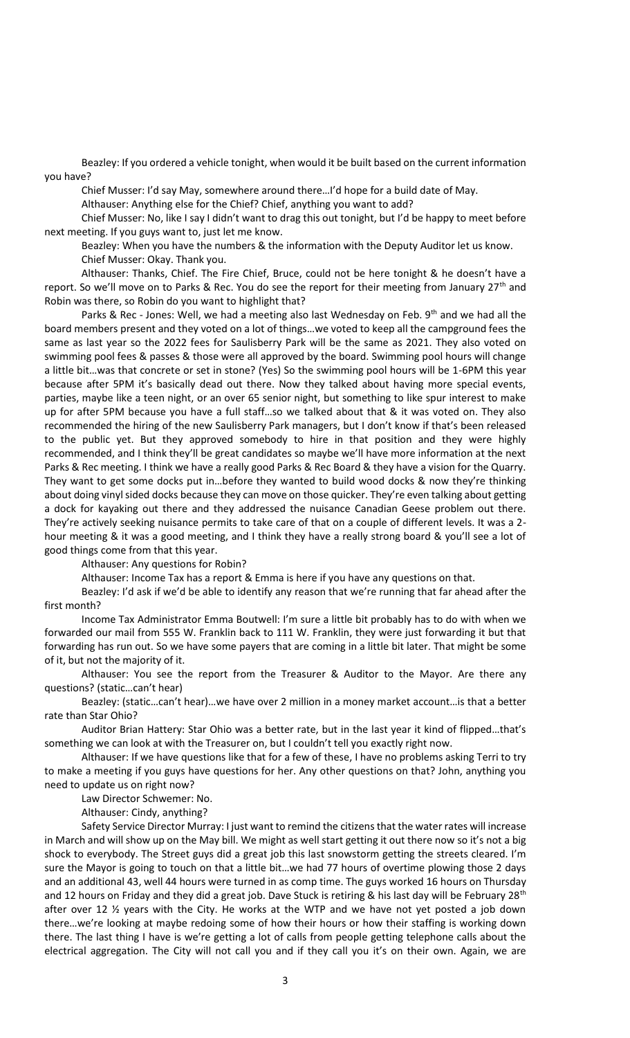Beazley: If you ordered a vehicle tonight, when would it be built based on the current information you have?

Chief Musser: I'd say May, somewhere around there…I'd hope for a build date of May.

Althauser: Anything else for the Chief? Chief, anything you want to add?

Chief Musser: No, like I say I didn't want to drag this out tonight, but I'd be happy to meet before next meeting. If you guys want to, just let me know.

Beazley: When you have the numbers & the information with the Deputy Auditor let us know.

Chief Musser: Okay. Thank you.

Althauser: Thanks, Chief. The Fire Chief, Bruce, could not be here tonight & he doesn't have a report. So we'll move on to Parks & Rec. You do see the report for their meeting from January 27th and Robin was there, so Robin do you want to highlight that?

Parks & Rec - Jones: Well, we had a meeting also last Wednesday on Feb. 9th and we had all the board members present and they voted on a lot of things…we voted to keep all the campground fees the same as last year so the 2022 fees for Saulisberry Park will be the same as 2021. They also voted on swimming pool fees & passes & those were all approved by the board. Swimming pool hours will change a little bit…was that concrete or set in stone? (Yes) So the swimming pool hours will be 1-6PM this year because after 5PM it's basically dead out there. Now they talked about having more special events, parties, maybe like a teen night, or an over 65 senior night, but something to like spur interest to make up for after 5PM because you have a full staff…so we talked about that & it was voted on. They also recommended the hiring of the new Saulisberry Park managers, but I don't know if that's been released to the public yet. But they approved somebody to hire in that position and they were highly recommended, and I think they'll be great candidates so maybe we'll have more information at the next Parks & Rec meeting. I think we have a really good Parks & Rec Board & they have a vision for the Quarry. They want to get some docks put in…before they wanted to build wood docks & now they're thinking about doing vinyl sided docks because they can move on those quicker. They're even talking about getting a dock for kayaking out there and they addressed the nuisance Canadian Geese problem out there. They're actively seeking nuisance permits to take care of that on a couple of different levels. It was a 2-hour meeting & it was a good meeting, and I think they have a really strong board & you'll see a lot of good things come from that this year.

Althauser: Any questions for Robin?

Althauser: Income Tax has a report & Emma is here if you have any questions on that.

Beazley: I'd ask if we'd be able to identify any reason that we're running that far ahead after the first month?

Income Tax Administrator Emma Boutwell: I'm sure a little bit probably has to do with when we forwarded our mail from 555 W. Franklin back to 111 W. Franklin, they were just forwarding it but that forwarding has run out. So we have some payers that are coming in a little bit later. That might be some of it, but not the majority of it.

Althauser: You see the report from the Treasurer & Auditor to the Mayor. Are there any questions? (static…can't hear)

Beazley: (static…can't hear)…we have over 2 million in a money market account…is that a better rate than Star Ohio?

Auditor Brian Hattery: Star Ohio was a better rate, but in the last year it kind of flipped…that's something we can look at with the Treasurer on, but I couldn't tell you exactly right now.

Althauser: If we have questions like that for a few of these, I have no problems asking Terri to try to make a meeting if you guys have questions for her. Any other questions on that? John, anything you need to update us on right now?

Law Director Schwemer: No.

Althauser: Cindy, anything?

Safety Service Director Murray: I just want to remind the citizens that the water rates will increase in March and will show up on the May bill. We might as well start getting it out there now so it's not a big shock to everybody. The Street guys did a great job this last snowstorm getting the streets cleared. I'm sure the Mayor is going to touch on that a little bit…we had 77 hours of overtime plowing those 2 days and an additional 43, well 44 hours were turned in as comp time. The guys worked 16 hours on Thursday and 12 hours on Friday and they did a great job. Dave Stuck is retiring & his last day will be February 28th after over 12 ½ years with the City. He works at the WTP and we have not yet posted a job down there…we're looking at maybe redoing some of how their hours or how their staffing is working down there. The last thing I have is we're getting a lot of calls from people getting telephone calls about the electrical aggregation. The City will not call you and if they call you it's on their own. Again, we are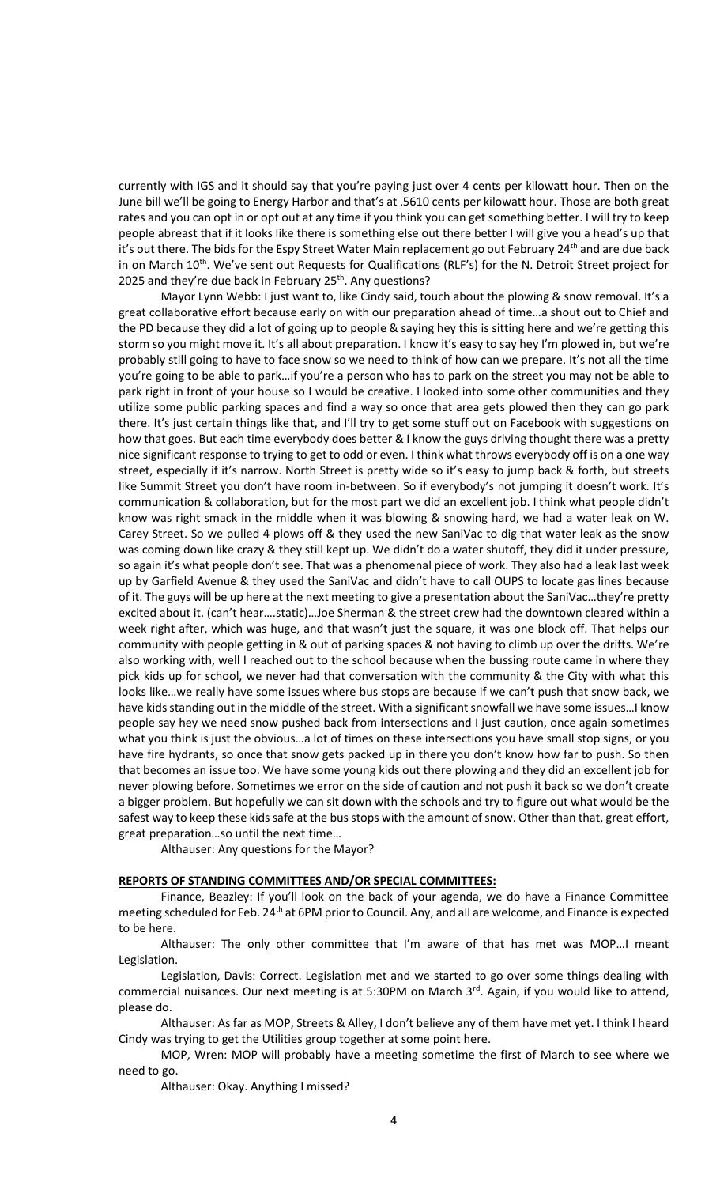currently with IGS and it should say that you're paying just over 4 cents per kilowatt hour. Then on the June bill we'll be going to Energy Harbor and that's at .5610 cents per kilowatt hour. Those are both great rates and you can opt in or opt out at any time if you think you can get something better. I will try to keep people abreast that if it looks like there is something else out there better I will give you a head's up that it's out there. The bids for the Espy Street Water Main replacement go out February 24th and are due back in on March 10th. We've sent out Requests for Qualifications (RLF's) for the N. Detroit Street project for 2025 and they're due back in February 25th. Any questions?

Mayor Lynn Webb: I just want to, like Cindy said, touch about the plowing & snow removal. It's a great collaborative effort because early on with our preparation ahead of time…a shout out to Chief and the PD because they did a lot of going up to people & saying hey this is sitting here and we're getting this storm so you might move it. It's all about preparation. I know it's easy to say hey I'm plowed in, but we're probably still going to have to face snow so we need to think of how can we prepare. It's not all the time you're going to be able to park…if you're a person who has to park on the street you may not be able to park right in front of your house so I would be creative. I looked into some other communities and they utilize some public parking spaces and find a way so once that area gets plowed then they can go park there. It's just certain things like that, and I'll try to get some stuff out on Facebook with suggestions on how that goes. But each time everybody does better & I know the guys driving thought there was a pretty nice significant response to trying to get to odd or even. I think what throws everybody off is on a one way street, especially if it's narrow. North Street is pretty wide so it's easy to jump back & forth, but streets like Summit Street you don't have room in-between. So if everybody's not jumping it doesn't work. It's communication & collaboration, but for the most part we did an excellent job. I think what people didn't know was right smack in the middle when it was blowing & snowing hard, we had a water leak on W. Carey Street. So we pulled 4 plows off & they used the new SaniVac to dig that water leak as the snow was coming down like crazy & they still kept up. We didn't do a water shutoff, they did it under pressure, so again it's what people don't see. That was a phenomenal piece of work. They also had a leak last week up by Garfield Avenue & they used the SaniVac and didn't have to call OUPS to locate gas lines because of it. The guys will be up here at the next meeting to give a presentation about the SaniVac…they're pretty excited about it. (can't hear….static)…Joe Sherman & the street crew had the downtown cleared within a week right after, which was huge, and that wasn't just the square, it was one block off. That helps our community with people getting in & out of parking spaces & not having to climb up over the drifts. We're also working with, well I reached out to the school because when the bussing route came in where they pick kids up for school, we never had that conversation with the community & the City with what this looks like…we really have some issues where bus stops are because if we can't push that snow back, we have kids standing out in the middle of the street. With a significant snowfall we have some issues…I know people say hey we need snow pushed back from intersections and I just caution, once again sometimes what you think is just the obvious…a lot of times on these intersections you have small stop signs, or you have fire hydrants, so once that snow gets packed up in there you don't know how far to push. So then that becomes an issue too. We have some young kids out there plowing and they did an excellent job for never plowing before. Sometimes we error on the side of caution and not push it back so we don't create a bigger problem. But hopefully we can sit down with the schools and try to figure out what would be the safest way to keep these kids safe at the bus stops with the amount of snow. Other than that, great effort, great preparation…so until the next time…

Althauser: Any questions for the Mayor?

**REPORTS OF STANDING COMMITTEES AND/OR SPECIAL COMMITTEES:**

Finance, Beazley: If you'll look on the back of your agenda, we do have a Finance Committee meeting scheduled for Feb. 24th at 6PM prior to Council. Any, and all are welcome, and Finance is expected to be here.

Althauser: The only other committee that I'm aware of that has met was MOP…I meant Legislation.

Legislation, Davis: Correct. Legislation met and we started to go over some things dealing with commercial nuisances. Our next meeting is at 5:30PM on March 3rd. Again, if you would like to attend, please do.

Althauser: As far as MOP, Streets & Alley, I don't believe any of them have met yet. I think I heard Cindy was trying to get the Utilities group together at some point here.

MOP, Wren: MOP will probably have a meeting sometime the first of March to see where we need to go.

Althauser: Okay. Anything I missed?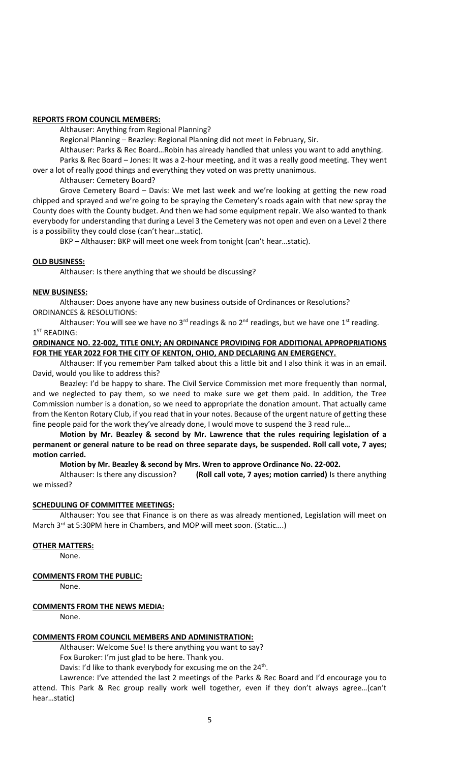**REPORTS FROM COUNCIL MEMBERS:**

Althauser: Anything from Regional Planning?

Regional Planning – Beazley: Regional Planning did not meet in February, Sir.

Althauser: Parks & Rec Board…Robin has already handled that unless you want to add anything.

Parks & Rec Board – Jones: It was a 2-hour meeting, and it was a really good meeting. They went over a lot of really good things and everything they voted on was pretty unanimous.

Althauser: Cemetery Board?

Grove Cemetery Board – Davis: We met last week and we're looking at getting the new road chipped and sprayed and we're going to be spraying the Cemetery's roads again with that new spray the County does with the County budget. And then we had some equipment repair. We also wanted to thank everybody for understanding that during a Level 3 the Cemetery was not open and even on a Level 2 there is a possibility they could close (can't hear…static).

BKP – Althauser: BKP will meet one week from tonight (can't hear…static).

**OLD BUSINESS:**

Althauser: Is there anything that we should be discussing?

**NEW BUSINESS:**

Althauser: Does anyone have any new business outside of Ordinances or Resolutions?

ORDINANCES & RESOLUTIONS:

Althauser: You will see we have no 3rd readings & no 2nd readings, but we have one 1st reading.

1ST READING:

**ORDINANCE NO. 22-002, TITLE ONLY; AN ORDINANCE PROVIDING FOR ADDITIONAL APPROPRIATIONS FOR THE YEAR 2022 FOR THE CITY OF KENTON, OHIO, AND DECLARING AN EMERGENCY.**

Althauser: If you remember Pam talked about this a little bit and I also think it was in an email. David, would you like to address this?

Beazley: I'd be happy to share. The Civil Service Commission met more frequently than normal, and we neglected to pay them, so we need to make sure we get them paid. In addition, the Tree Commission number is a donation, so we need to appropriate the donation amount. That actually came from the Kenton Rotary Club, if you read that in your notes. Because of the urgent nature of getting these fine people paid for the work they've already done, I would move to suspend the 3 read rule…

**Motion by Mr. Beazley & second by Mr. Lawrence that the rules requiring legislation of a permanent or general nature to be read on three separate days, be suspended. Roll call vote, 7 ayes; motion carried.**

**Motion by Mr. Beazley & second by Mrs. Wren to approve Ordinance No. 22-002.**

Althauser: Is there any discussion? **(Roll call vote, 7 ayes; motion carried)** Is there anything we missed?

**SCHEDULING OF COMMITTEE MEETINGS:**

Althauser: You see that Finance is on there as was already mentioned, Legislation will meet on March 3rd at 5:30PM here in Chambers, and MOP will meet soon. (Static….)

**OTHER MATTERS:**

None.

**COMMENTS FROM THE PUBLIC:**

None.

**COMMENTS FROM THE NEWS MEDIA:**

None.

**COMMENTS FROM COUNCIL MEMBERS AND ADMINISTRATION:**

Althauser: Welcome Sue! Is there anything you want to say?

Fox Buroker: I'm just glad to be here. Thank you.

Davis: I'd like to thank everybody for excusing me on the 24th.

Lawrence: I've attended the last 2 meetings of the Parks & Rec Board and I'd encourage you to attend. This Park & Rec group really work well together, even if they don't always agree…(can't hear…static)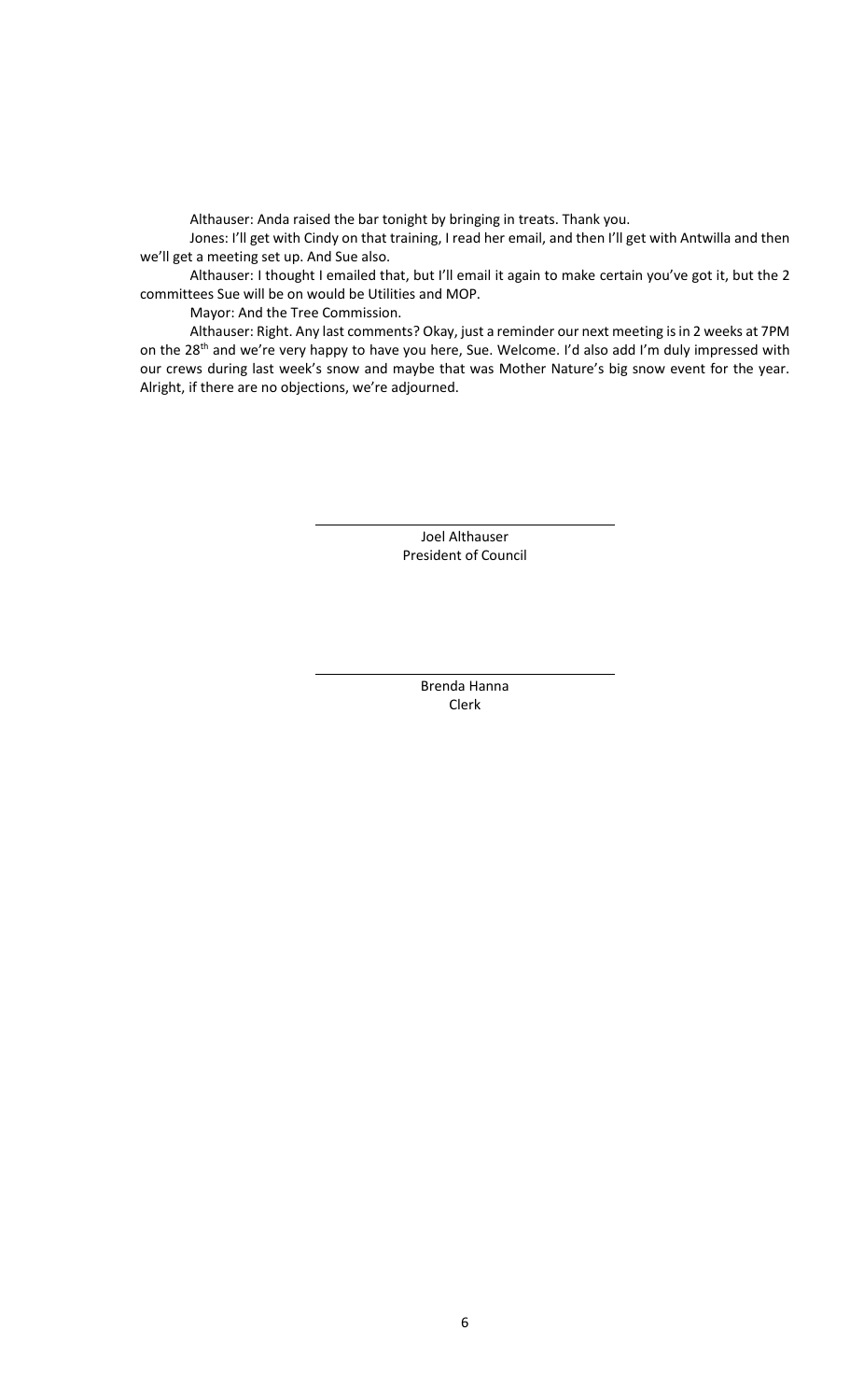Althauser: Anda raised the bar tonight by bringing in treats. Thank you.

Jones: I'll get with Cindy on that training, I read her email, and then I'll get with Antwilla and then we'll get a meeting set up. And Sue also.

Althauser: I thought I emailed that, but I'll email it again to make certain you've got it, but the 2 committees Sue will be on would be Utilities and MOP.

Mayor: And the Tree Commission.

Althauser: Right. Any last comments? Okay, just a reminder our next meeting is in 2 weeks at 7PM on the 28th and we're very happy to have you here, Sue. Welcome. I'd also add I'm duly impressed with our crews during last week's snow and maybe that was Mother Nature's big snow event for the year. Alright, if there are no objections, we're adjourned.

Joel Althauser
President of Council

Brenda Hanna
Clerk